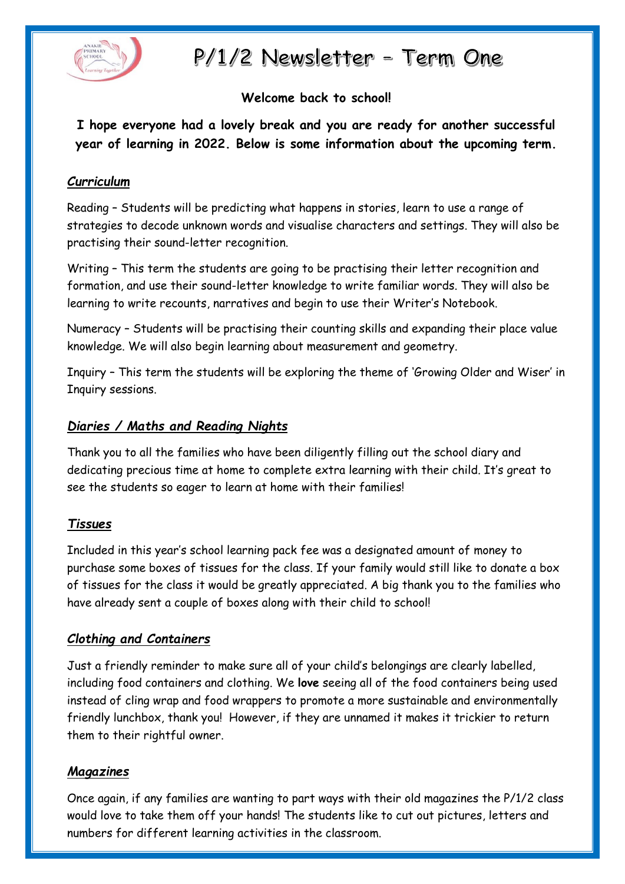# P/1/2 Newsletter – Term One

**Welcome back to school!**

**I hope everyone had a lovely break and you are ready for another successful year of learning in 2022. Below is some information about the upcoming term.**

## ***Curriculum***

Reading – Students will be predicting what happens in stories, learn to use a range of strategies to decode unknown words and visualise characters and settings. They will also be practising their sound-letter recognition.

Writing – This term the students are going to be practising their letter recognition and formation, and use their sound-letter knowledge to write familiar words. They will also be learning to write recounts, narratives and begin to use their Writer's Notebook.

Numeracy – Students will be practising their counting skills and expanding their place value knowledge. We will also begin learning about measurement and geometry.

Inquiry – This term the students will be exploring the theme of 'Growing Older and Wiser' in Inquiry sessions.

## ***Diaries / Maths and Reading Nights***

Thank you to all the families who have been diligently filling out the school diary and dedicating precious time at home to complete extra learning with their child. It's great to see the students so eager to learn at home with their families!

## ***Tissues***

Included in this year's school learning pack fee was a designated amount of money to purchase some boxes of tissues for the class. If your family would still like to donate a box of tissues for the class it would be greatly appreciated. A big thank you to the families who have already sent a couple of boxes along with their child to school!

## ***Clothing and Containers***

Just a friendly reminder to make sure all of your child's belongings are clearly labelled, including food containers and clothing. We **love** seeing all of the food containers being used instead of cling wrap and food wrappers to promote a more sustainable and environmentally friendly lunchbox, thank you! However, if they are unnamed it makes it trickier to return them to their rightful owner.

## ***Magazines***

Once again, if any families are wanting to part ways with their old magazines the P/1/2 class would love to take them off your hands! The students like to cut out pictures, letters and numbers for different learning activities in the classroom.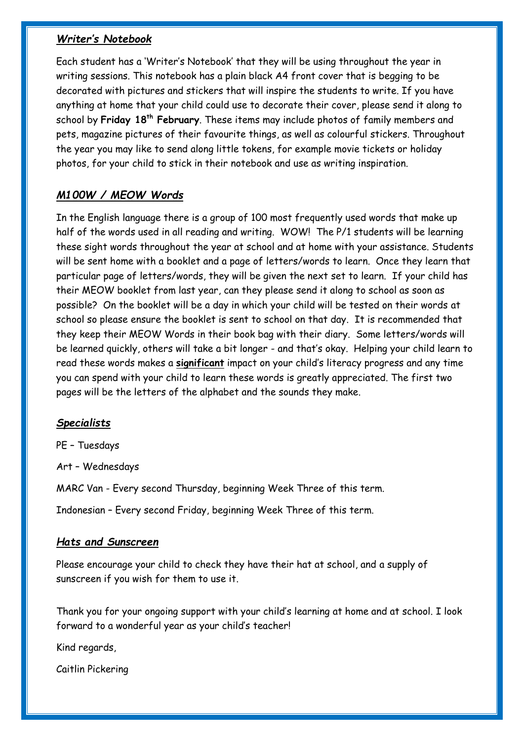### ***Writer's Notebook***

Each student has a 'Writer's Notebook' that they will be using throughout the year in writing sessions. This notebook has a plain black A4 front cover that is begging to be decorated with pictures and stickers that will inspire the students to write. If you have anything at home that your child could use to decorate their cover, please send it along to school by **Friday 18th February**. These items may include photos of family members and pets, magazine pictures of their favourite things, as well as colourful stickers. Throughout the year you may like to send along little tokens, for example movie tickets or holiday photos, for your child to stick in their notebook and use as writing inspiration.

### ***M100W / MEOW Words***

In the English language there is a group of 100 most frequently used words that make up half of the words used in all reading and writing. WOW! The P/1 students will be learning these sight words throughout the year at school and at home with your assistance. Students will be sent home with a booklet and a page of letters/words to learn. Once they learn that particular page of letters/words, they will be given the next set to learn. If your child has their MEOW booklet from last year, can they please send it along to school as soon as possible? On the booklet will be a day in which your child will be tested on their words at school so please ensure the booklet is sent to school on that day. It is recommended that they keep their MEOW Words in their book bag with their diary. Some letters/words will be learned quickly, others will take a bit longer - and that's okay. Helping your child learn to read these words makes a **significant** impact on your child's literacy progress and any time you can spend with your child to learn these words is greatly appreciated. The first two pages will be the letters of the alphabet and the sounds they make.

### ***Specialists***

PE – Tuesdays

Art – Wednesdays

MARC Van - Every second Thursday, beginning Week Three of this term.

Indonesian – Every second Friday, beginning Week Three of this term.

### ***Hats and Sunscreen***

Please encourage your child to check they have their hat at school, and a supply of sunscreen if you wish for them to use it.

Thank you for your ongoing support with your child's learning at home and at school. I look forward to a wonderful year as your child's teacher!

Kind regards,

Caitlin Pickering